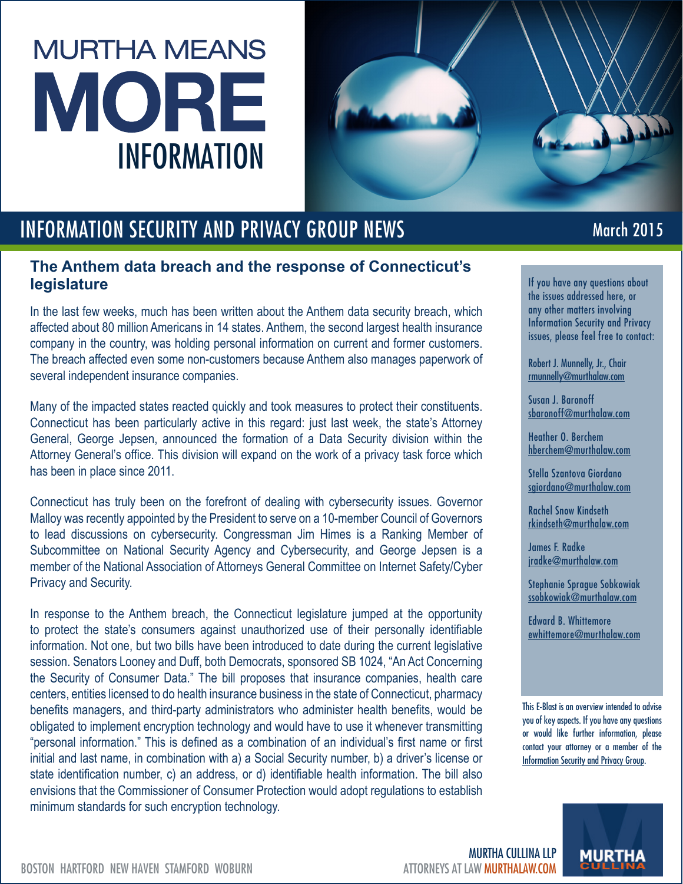# MURTHA MEANS MORE INFORMATION

## INFORMATION SECURITY AND PRIVACY GROUP NEWS

March 2015

### The Anthem data breach and the response of Connecticut's legislature

In the last few weeks, much has been written about the Anthem data security breach, which affected about 80 million Americans in 14 states. Anthem, the second largest health insurance company in the country, was holding personal information on current and former customers. The breach affected even some non-customers because Anthem also manages paperwork of several independent insurance companies.

Many of the impacted states reacted quickly and took measures to protect their constituents. Connecticut has been particularly active in this regard: just last week, the state's Attorney General, George Jepsen, announced the formation of a Data Security division within the Attorney General's office. This division will expand on the work of a privacy task force which has been in place since 2011.

Connecticut has truly been on the forefront of dealing with cybersecurity issues. Governor Malloy was recently appointed by the President to serve on a 10-member Council of Governors to lead discussions on cybersecurity. Congressman Jim Himes is a Ranking Member of Subcommittee on National Security Agency and Cybersecurity, and George Jepsen is a member of the National Association of Attorneys General Committee on Internet Safety/Cyber Privacy and Security.

In response to the Anthem breach, the Connecticut legislature jumped at the opportunity to protect the state's consumers against unauthorized use of their personally identifiable information. Not one, but two bills have been introduced to date during the current legislative session. Senators Looney and Duff, both Democrats, sponsored SB 1024, "An Act Concerning the Security of Consumer Data." The bill proposes that insurance companies, health care centers, entities licensed to do health insurance business in the state of Connecticut, pharmacy benefits managers, and third-party administrators who administer health benefits, would be obligated to implement encryption technology and would have to use it whenever transmitting "personal information." This is defined as a combination of an individual's first name or first initial and last name, in combination with a) a Social Security number, b) a driver's license or state identification number, c) an address, or d) identifiable health information. The bill also envisions that the Commissioner of Consumer Protection would adopt regulations to establish minimum standards for such encryption technology.

---

If you have any questions about the issues addressed here, or any other matters involving Information Security and Privacy issues, please feel free to contact:

Robert J. Munnelly, Jr., Chair
rmunnelly@murthalaw.com

Susan J. Baronoff
sbaronoff@murthalaw.com

Heather O. Berchem
hberchem@murthalaw.com

Stella Szantova Giordano
sgiordano@murthalaw.com

Rachel Snow Kindseth
rkindseth@murthalaw.com

James F. Radke
jradke@murthalaw.com

Stephanie Sprague Sobkowiak
ssobkowiak@murthalaw.com

Edward B. Whittemore
ewhittemore@murthalaw.com

This E-Blast is an overview intended to advise you of key aspects. If you have any questions or would like further information, please contact your attorney or a member of the Information Security and Privacy Group.

BOSTON HARTFORD NEW HAVEN STAMFORD WOBURN

MURTHA CULLINA LLP
ATTORNEYS AT LAW MURTHALAW.COM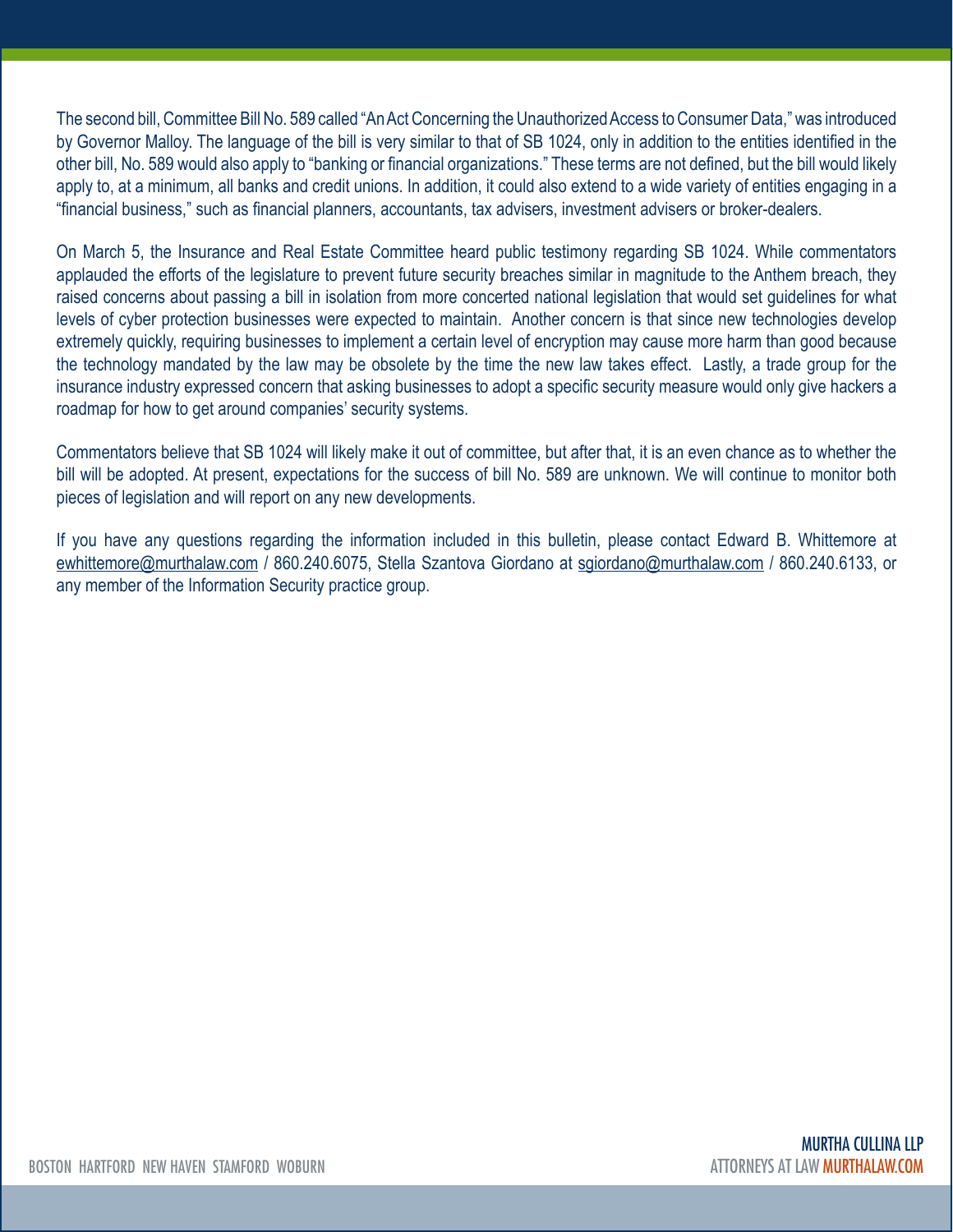The second bill, Committee Bill No. 589 called "An Act Concerning the Unauthorized Access to Consumer Data," was introduced by Governor Malloy. The language of the bill is very similar to that of SB 1024, only in addition to the entities identified in the other bill, No. 589 would also apply to "banking or financial organizations." These terms are not defined, but the bill would likely apply to, at a minimum, all banks and credit unions. In addition, it could also extend to a wide variety of entities engaging in a "financial business," such as financial planners, accountants, tax advisers, investment advisers or broker-dealers.

On March 5, the Insurance and Real Estate Committee heard public testimony regarding SB 1024. While commentators applauded the efforts of the legislature to prevent future security breaches similar in magnitude to the Anthem breach, they raised concerns about passing a bill in isolation from more concerted national legislation that would set guidelines for what levels of cyber protection businesses were expected to maintain. Another concern is that since new technologies develop extremely quickly, requiring businesses to implement a certain level of encryption may cause more harm than good because the technology mandated by the law may be obsolete by the time the new law takes effect. Lastly, a trade group for the insurance industry expressed concern that asking businesses to adopt a specific security measure would only give hackers a roadmap for how to get around companies' security systems.

Commentators believe that SB 1024 will likely make it out of committee, but after that, it is an even chance as to whether the bill will be adopted. At present, expectations for the success of bill No. 589 are unknown. We will continue to monitor both pieces of legislation and will report on any new developments.

If you have any questions regarding the information included in this bulletin, please contact Edward B. Whittemore at ewhittemore@murthalaw.com / 860.240.6075, Stella Szantova Giordano at sgiordano@murthalaw.com / 860.240.6133, or any member of the Information Security practice group.